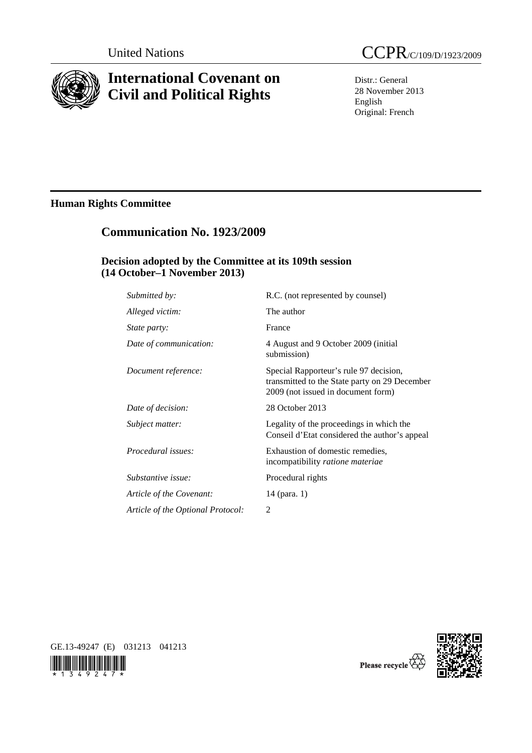United Nations

CCPR/C/109/D/1923/2009

# International Covenant on Civil and Political Rights

Distr.: General
28 November 2013
English
Original: French

## Human Rights Committee

## Communication No. 1923/2009

### Decision adopted by the Committee at its 109th session (14 October–1 November 2013)

| | |
|---|---|
| *Submitted by:* | R.C. (not represented by counsel) |
| *Alleged victim:* | The author |
| *State party:* | France |
| *Date of communication:* | 4 August and 9 October 2009 (initial submission) |
| *Document reference:* | Special Rapporteur's rule 97 decision, transmitted to the State party on 29 December 2009 (not issued in document form) |
| *Date of decision:* | 28 October 2013 |
| *Subject matter:* | Legality of the proceedings in which the Conseil d'Etat considered the author's appeal |
| *Procedural issues:* | Exhaustion of domestic remedies, incompatibility *ratione materiae* |
| *Substantive issue:* | Procedural rights |
| *Article of the Covenant:* | 14 (para. 1) |
| *Article of the Optional Protocol:* | 2 |

GE.13-49247 (E) 031213 041213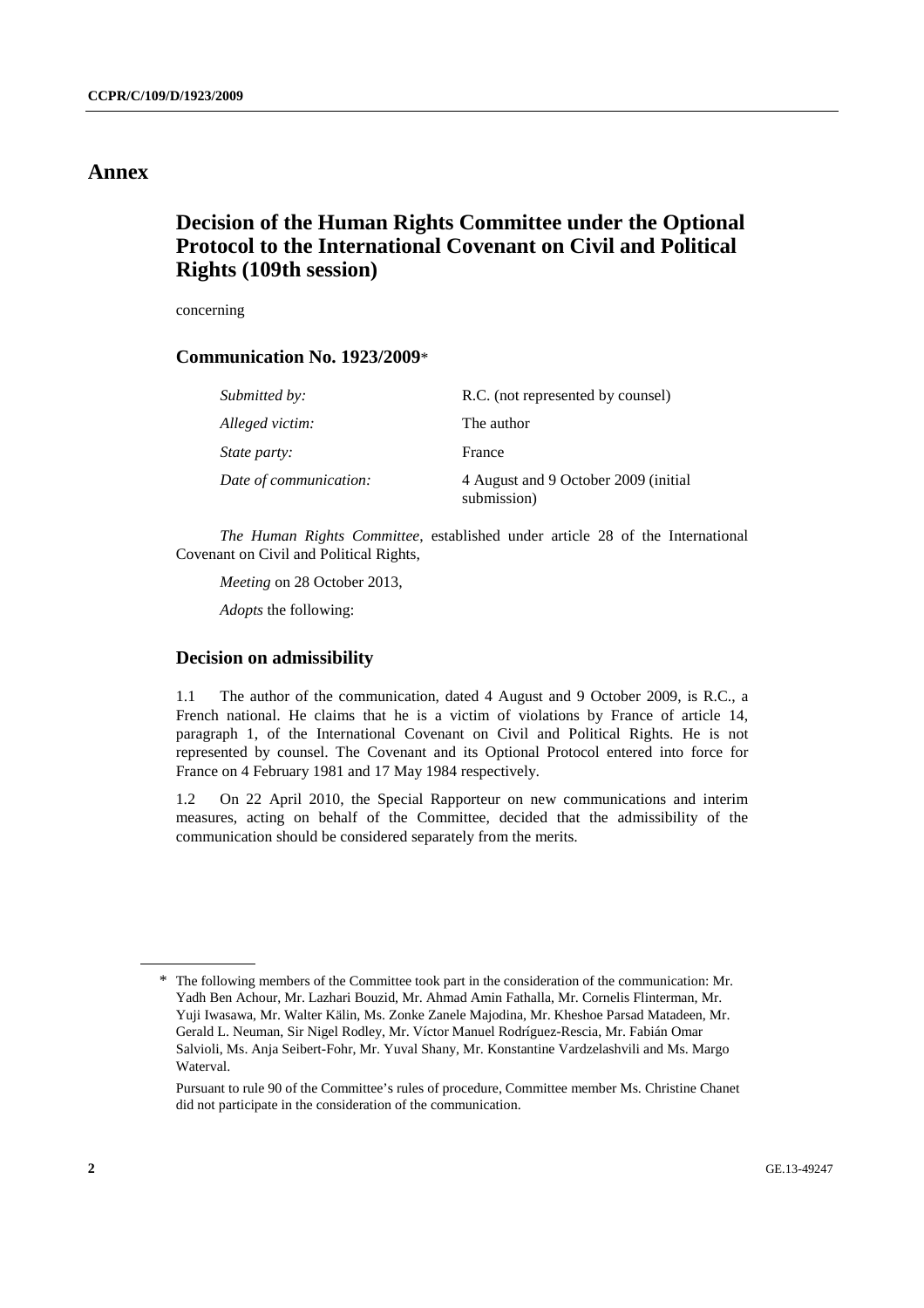# Annex

## Decision of the Human Rights Committee under the Optional Protocol to the International Covenant on Civil and Political Rights (109th session)

concerning

### Communication No. 1923/2009*

| | |
|---|---|
| *Submitted by:* | R.C. (not represented by counsel) |
| *Alleged victim:* | The author |
| *State party:* | France |
| *Date of communication:* | 4 August and 9 October 2009 (initial submission) |

*The Human Rights Committee*, established under article 28 of the International Covenant on Civil and Political Rights,

*Meeting* on 28 October 2013,

*Adopts* the following:

### Decision on admissibility

1.1 The author of the communication, dated 4 August and 9 October 2009, is R.C., a French national. He claims that he is a victim of violations by France of article 14, paragraph 1, of the International Covenant on Civil and Political Rights. He is not represented by counsel. The Covenant and its Optional Protocol entered into force for France on 4 February 1981 and 17 May 1984 respectively.

1.2 On 22 April 2010, the Special Rapporteur on new communications and interim measures, acting on behalf of the Committee, decided that the admissibility of the communication should be considered separately from the merits.

---

\* The following members of the Committee took part in the consideration of the communication: Mr. Yadh Ben Achour, Mr. Lazhari Bouzid, Mr. Ahmad Amin Fathalla, Mr. Cornelis Flinterman, Mr. Yuji Iwasawa, Mr. Walter Kälin, Ms. Zonke Zanele Majodina, Mr. Kheshoe Parsad Matadeen, Mr. Gerald L. Neuman, Sir Nigel Rodley, Mr. Víctor Manuel Rodríguez-Rescia, Mr. Fabián Omar Salvioli, Ms. Anja Seibert-Fohr, Mr. Yuval Shany, Mr. Konstantine Vardzelashvili and Ms. Margo Waterval.

Pursuant to rule 90 of the Committee's rules of procedure, Committee member Ms. Christine Chanet did not participate in the consideration of the communication.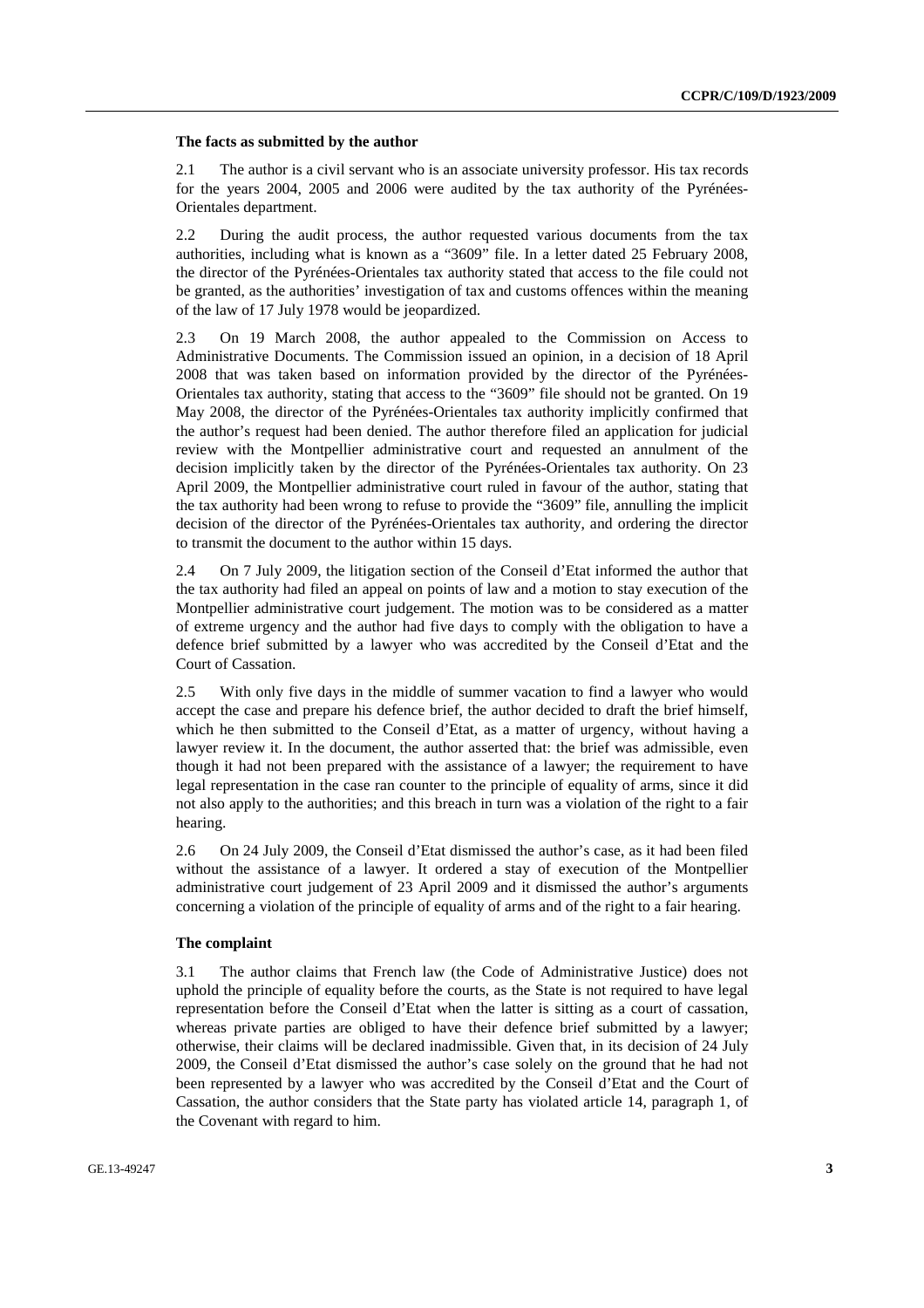### The facts as submitted by the author

2.1 The author is a civil servant who is an associate university professor. His tax records for the years 2004, 2005 and 2006 were audited by the tax authority of the Pyrénées-Orientales department.

2.2 During the audit process, the author requested various documents from the tax authorities, including what is known as a "3609" file. In a letter dated 25 February 2008, the director of the Pyrénées-Orientales tax authority stated that access to the file could not be granted, as the authorities' investigation of tax and customs offences within the meaning of the law of 17 July 1978 would be jeopardized.

2.3 On 19 March 2008, the author appealed to the Commission on Access to Administrative Documents. The Commission issued an opinion, in a decision of 18 April 2008 that was taken based on information provided by the director of the Pyrénées-Orientales tax authority, stating that access to the "3609" file should not be granted. On 19 May 2008, the director of the Pyrénées-Orientales tax authority implicitly confirmed that the author's request had been denied. The author therefore filed an application for judicial review with the Montpellier administrative court and requested an annulment of the decision implicitly taken by the director of the Pyrénées-Orientales tax authority. On 23 April 2009, the Montpellier administrative court ruled in favour of the author, stating that the tax authority had been wrong to refuse to provide the "3609" file, annulling the implicit decision of the director of the Pyrénées-Orientales tax authority, and ordering the director to transmit the document to the author within 15 days.

2.4 On 7 July 2009, the litigation section of the Conseil d'Etat informed the author that the tax authority had filed an appeal on points of law and a motion to stay execution of the Montpellier administrative court judgement. The motion was to be considered as a matter of extreme urgency and the author had five days to comply with the obligation to have a defence brief submitted by a lawyer who was accredited by the Conseil d'Etat and the Court of Cassation.

2.5 With only five days in the middle of summer vacation to find a lawyer who would accept the case and prepare his defence brief, the author decided to draft the brief himself, which he then submitted to the Conseil d'Etat, as a matter of urgency, without having a lawyer review it. In the document, the author asserted that: the brief was admissible, even though it had not been prepared with the assistance of a lawyer; the requirement to have legal representation in the case ran counter to the principle of equality of arms, since it did not also apply to the authorities; and this breach in turn was a violation of the right to a fair hearing.

2.6 On 24 July 2009, the Conseil d'Etat dismissed the author's case, as it had been filed without the assistance of a lawyer. It ordered a stay of execution of the Montpellier administrative court judgement of 23 April 2009 and it dismissed the author's arguments concerning a violation of the principle of equality of arms and of the right to a fair hearing.

### The complaint

3.1 The author claims that French law (the Code of Administrative Justice) does not uphold the principle of equality before the courts, as the State is not required to have legal representation before the Conseil d'Etat when the latter is sitting as a court of cassation, whereas private parties are obliged to have their defence brief submitted by a lawyer; otherwise, their claims will be declared inadmissible. Given that, in its decision of 24 July 2009, the Conseil d'Etat dismissed the author's case solely on the ground that he had not been represented by a lawyer who was accredited by the Conseil d'Etat and the Court of Cassation, the author considers that the State party has violated article 14, paragraph 1, of the Covenant with regard to him.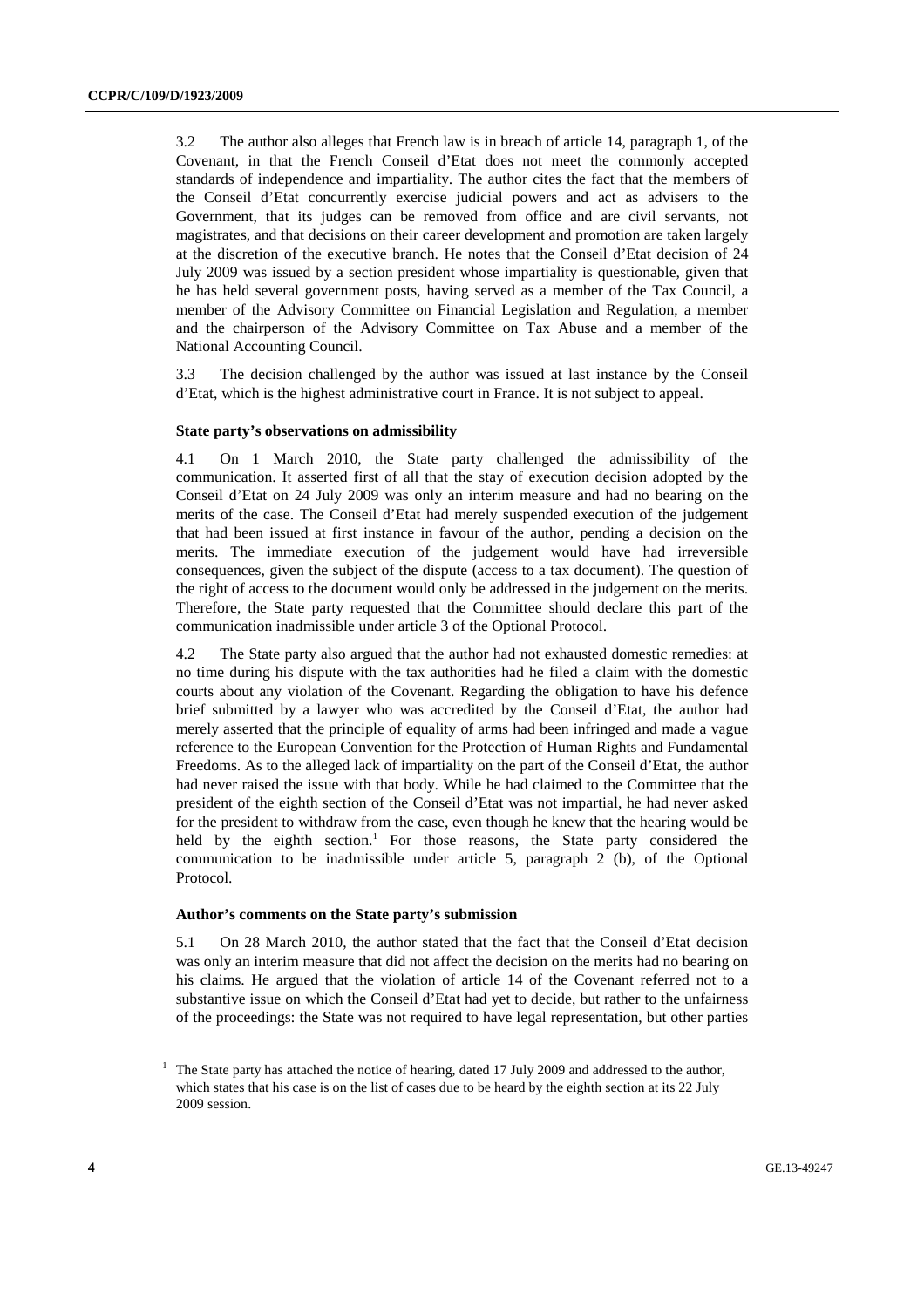3.2 The author also alleges that French law is in breach of article 14, paragraph 1, of the Covenant, in that the French Conseil d'Etat does not meet the commonly accepted standards of independence and impartiality. The author cites the fact that the members of the Conseil d'Etat concurrently exercise judicial powers and act as advisers to the Government, that its judges can be removed from office and are civil servants, not magistrates, and that decisions on their career development and promotion are taken largely at the discretion of the executive branch. He notes that the Conseil d'Etat decision of 24 July 2009 was issued by a section president whose impartiality is questionable, given that he has held several government posts, having served as a member of the Tax Council, a member of the Advisory Committee on Financial Legislation and Regulation, a member and the chairperson of the Advisory Committee on Tax Abuse and a member of the National Accounting Council.

3.3 The decision challenged by the author was issued at last instance by the Conseil d'Etat, which is the highest administrative court in France. It is not subject to appeal.

### State party's observations on admissibility

4.1 On 1 March 2010, the State party challenged the admissibility of the communication. It asserted first of all that the stay of execution decision adopted by the Conseil d'Etat on 24 July 2009 was only an interim measure and had no bearing on the merits of the case. The Conseil d'Etat had merely suspended execution of the judgement that had been issued at first instance in favour of the author, pending a decision on the merits. The immediate execution of the judgement would have had irreversible consequences, given the subject of the dispute (access to a tax document). The question of the right of access to the document would only be addressed in the judgement on the merits. Therefore, the State party requested that the Committee should declare this part of the communication inadmissible under article 3 of the Optional Protocol.

4.2 The State party also argued that the author had not exhausted domestic remedies: at no time during his dispute with the tax authorities had he filed a claim with the domestic courts about any violation of the Covenant. Regarding the obligation to have his defence brief submitted by a lawyer who was accredited by the Conseil d'Etat, the author had merely asserted that the principle of equality of arms had been infringed and made a vague reference to the European Convention for the Protection of Human Rights and Fundamental Freedoms. As to the alleged lack of impartiality on the part of the Conseil d'Etat, the author had never raised the issue with that body. While he had claimed to the Committee that the president of the eighth section of the Conseil d'Etat was not impartial, he had never asked for the president to withdraw from the case, even though he knew that the hearing would be held by the eighth section.[1] For those reasons, the State party considered the communication to be inadmissible under article 5, paragraph 2 (b), of the Optional Protocol.

### Author's comments on the State party's submission

5.1 On 28 March 2010, the author stated that the fact that the Conseil d'Etat decision was only an interim measure that did not affect the decision on the merits had no bearing on his claims. He argued that the violation of article 14 of the Covenant referred not to a substantive issue on which the Conseil d'Etat had yet to decide, but rather to the unfairness of the proceedings: the State was not required to have legal representation, but other parties

[1] The State party has attached the notice of hearing, dated 17 July 2009 and addressed to the author, which states that his case is on the list of cases due to be heard by the eighth section at its 22 July 2009 session.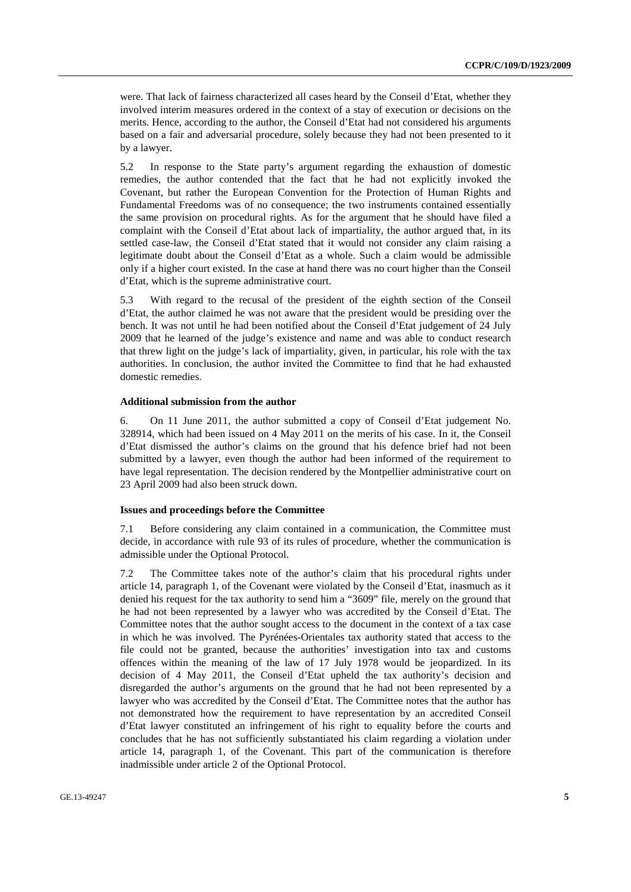were. That lack of fairness characterized all cases heard by the Conseil d'Etat, whether they involved interim measures ordered in the context of a stay of execution or decisions on the merits. Hence, according to the author, the Conseil d'Etat had not considered his arguments based on a fair and adversarial procedure, solely because they had not been presented to it by a lawyer.

5.2 In response to the State party's argument regarding the exhaustion of domestic remedies, the author contended that the fact that he had not explicitly invoked the Covenant, but rather the European Convention for the Protection of Human Rights and Fundamental Freedoms was of no consequence; the two instruments contained essentially the same provision on procedural rights. As for the argument that he should have filed a complaint with the Conseil d'Etat about lack of impartiality, the author argued that, in its settled case-law, the Conseil d'Etat stated that it would not consider any claim raising a legitimate doubt about the Conseil d'Etat as a whole. Such a claim would be admissible only if a higher court existed. In the case at hand there was no court higher than the Conseil d'Etat, which is the supreme administrative court.

5.3 With regard to the recusal of the president of the eighth section of the Conseil d'Etat, the author claimed he was not aware that the president would be presiding over the bench. It was not until he had been notified about the Conseil d'Etat judgement of 24 July 2009 that he learned of the judge's existence and name and was able to conduct research that threw light on the judge's lack of impartiality, given, in particular, his role with the tax authorities. In conclusion, the author invited the Committee to find that he had exhausted domestic remedies.

### Additional submission from the author

6. On 11 June 2011, the author submitted a copy of Conseil d'Etat judgement No. 328914, which had been issued on 4 May 2011 on the merits of his case. In it, the Conseil d'Etat dismissed the author's claims on the ground that his defence brief had not been submitted by a lawyer, even though the author had been informed of the requirement to have legal representation. The decision rendered by the Montpellier administrative court on 23 April 2009 had also been struck down.

### Issues and proceedings before the Committee

7.1 Before considering any claim contained in a communication, the Committee must decide, in accordance with rule 93 of its rules of procedure, whether the communication is admissible under the Optional Protocol.

7.2 The Committee takes note of the author's claim that his procedural rights under article 14, paragraph 1, of the Covenant were violated by the Conseil d'Etat, inasmuch as it denied his request for the tax authority to send him a "3609" file, merely on the ground that he had not been represented by a lawyer who was accredited by the Conseil d'Etat. The Committee notes that the author sought access to the document in the context of a tax case in which he was involved. The Pyrénées-Orientales tax authority stated that access to the file could not be granted, because the authorities' investigation into tax and customs offences within the meaning of the law of 17 July 1978 would be jeopardized. In its decision of 4 May 2011, the Conseil d'Etat upheld the tax authority's decision and disregarded the author's arguments on the ground that he had not been represented by a lawyer who was accredited by the Conseil d'Etat. The Committee notes that the author has not demonstrated how the requirement to have representation by an accredited Conseil d'Etat lawyer constituted an infringement of his right to equality before the courts and concludes that he has not sufficiently substantiated his claim regarding a violation under article 14, paragraph 1, of the Covenant. This part of the communication is therefore inadmissible under article 2 of the Optional Protocol.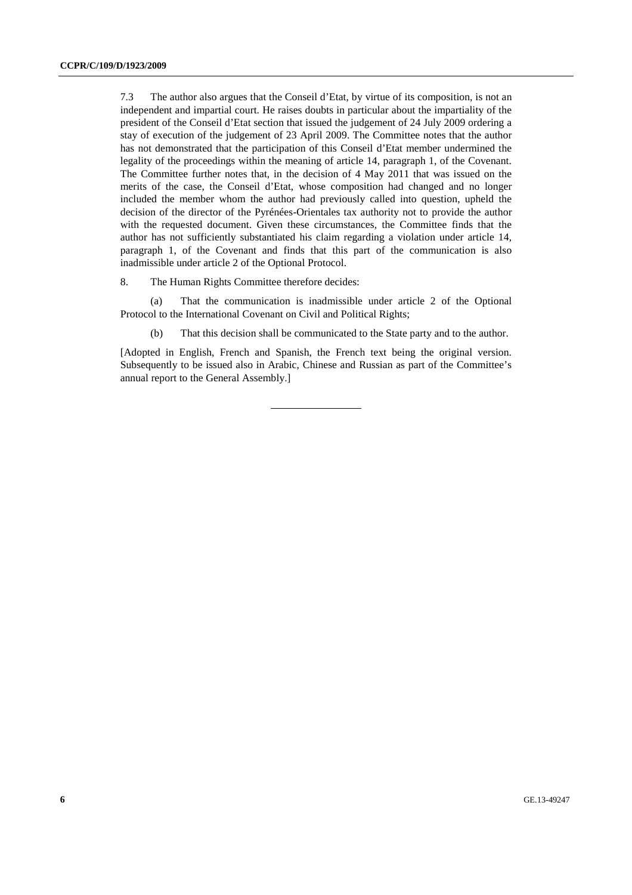7.3 The author also argues that the Conseil d'Etat, by virtue of its composition, is not an independent and impartial court. He raises doubts in particular about the impartiality of the president of the Conseil d'Etat section that issued the judgement of 24 July 2009 ordering a stay of execution of the judgement of 23 April 2009. The Committee notes that the author has not demonstrated that the participation of this Conseil d'Etat member undermined the legality of the proceedings within the meaning of article 14, paragraph 1, of the Covenant. The Committee further notes that, in the decision of 4 May 2011 that was issued on the merits of the case, the Conseil d'Etat, whose composition had changed and no longer included the member whom the author had previously called into question, upheld the decision of the director of the Pyrénées-Orientales tax authority not to provide the author with the requested document. Given these circumstances, the Committee finds that the author has not sufficiently substantiated his claim regarding a violation under article 14, paragraph 1, of the Covenant and finds that this part of the communication is also inadmissible under article 2 of the Optional Protocol.

8. The Human Rights Committee therefore decides:

(a) That the communication is inadmissible under article 2 of the Optional Protocol to the International Covenant on Civil and Political Rights;

(b) That this decision shall be communicated to the State party and to the author.

[Adopted in English, French and Spanish, the French text being the original version. Subsequently to be issued also in Arabic, Chinese and Russian as part of the Committee's annual report to the General Assembly.]